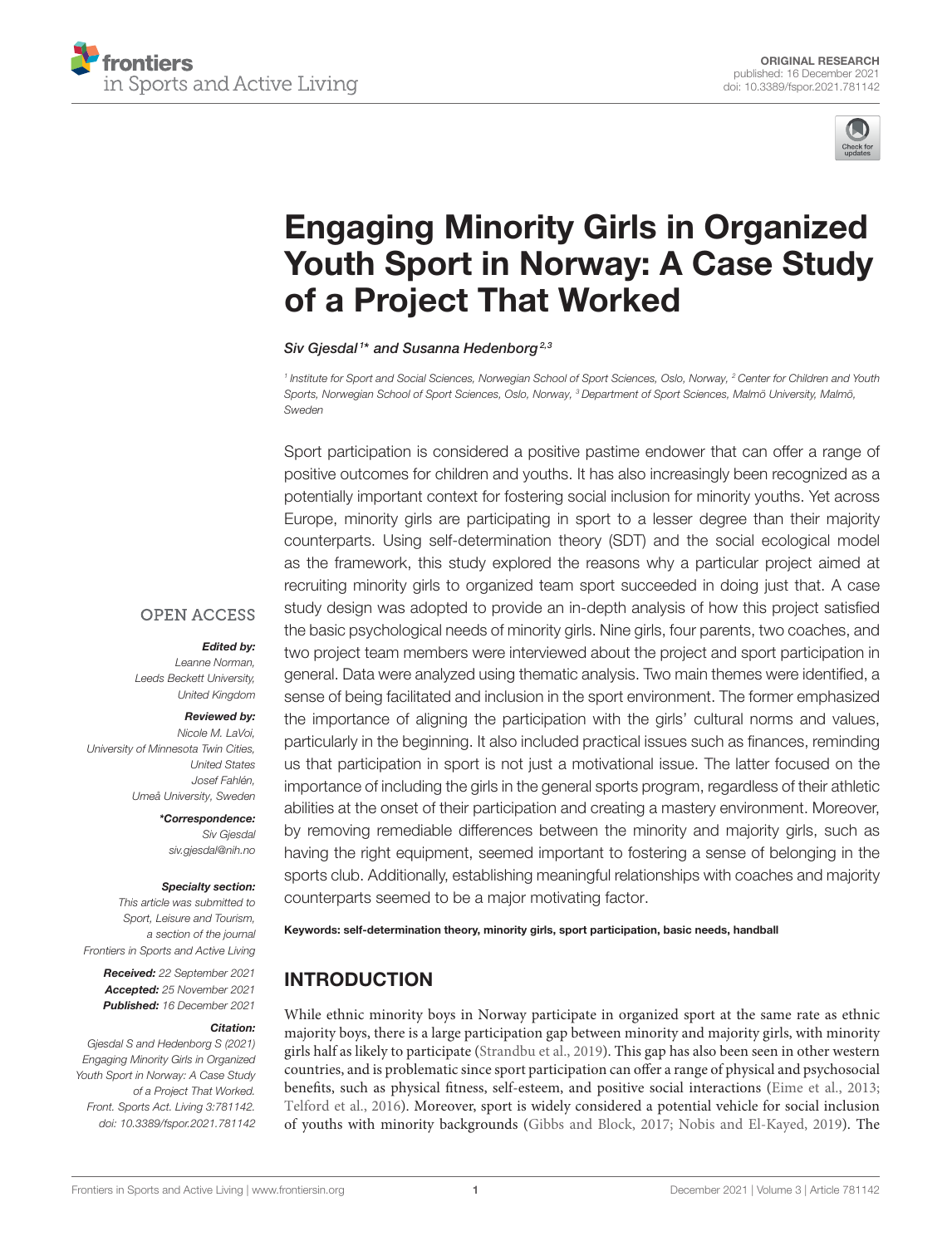ORIGINAL RESEARCH
published: 16 December 2021
doi: 10.3389/fspor.2021.781142

# Engaging Minority Girls in Organized Youth Sport in Norway: A Case Study of a Project That Worked

*Siv Gjesdal[1]\* and Susanna Hedenborg[2,3]*

[1] Institute for Sport and Social Sciences, Norwegian School of Sport Sciences, Oslo, Norway, [2] Center for Children and Youth Sports, Norwegian School of Sport Sciences, Oslo, Norway, [3] Department of Sport Sciences, Malmö University, Malmö, Sweden

Sport participation is considered a positive pastime endower that can offer a range of positive outcomes for children and youths. It has also increasingly been recognized as a potentially important context for fostering social inclusion for minority youths. Yet across Europe, minority girls are participating in sport to a lesser degree than their majority counterparts. Using self-determination theory (SDT) and the social ecological model as the framework, this study explored the reasons why a particular project aimed at recruiting minority girls to organized team sport succeeded in doing just that. A case study design was adopted to provide an in-depth analysis of how this project satisfied the basic psychological needs of minority girls. Nine girls, four parents, two coaches, and two project team members were interviewed about the project and sport participation in general. Data were analyzed using thematic analysis. Two main themes were identified, a sense of being facilitated and inclusion in the sport environment. The former emphasized the importance of aligning the participation with the girls' cultural norms and values, particularly in the beginning. It also included practical issues such as finances, reminding us that participation in sport is not just a motivational issue. The latter focused on the importance of including the girls in the general sports program, regardless of their athletic abilities at the onset of their participation and creating a mastery environment. Moreover, by removing remediable differences between the minority and majority girls, such as having the right equipment, seemed important to fostering a sense of belonging in the sports club. Additionally, establishing meaningful relationships with coaches and majority counterparts seemed to be a major motivating factor.

**Keywords:** self-determination theory, minority girls, sport participation, basic needs, handball

OPEN ACCESS

***Edited by:***
Leanne Norman,
Leeds Beckett University,
United Kingdom

***Reviewed by:***
Nicole M. LaVoi,
University of Minnesota Twin Cities,
United States
Josef Fahlén,
Umeå University, Sweden

***\*Correspondence:***
Siv Gjesdal
siv.gjesdal@nih.no

***Specialty section:***
This article was submitted to
Sport, Leisure and Tourism,
a section of the journal
Frontiers in Sports and Active Living

***Received:*** 22 September 2021
***Accepted:*** 25 November 2021
***Published:*** 16 December 2021

***Citation:***
Gjesdal S and Hedenborg S (2021)
Engaging Minority Girls in Organized
Youth Sport in Norway: A Case Study
of a Project That Worked.
Front. Sports Act. Living 3:781142.
doi: 10.3389/fspor.2021.781142

## INTRODUCTION

While ethnic minority boys in Norway participate in organized sport at the same rate as ethnic majority boys, there is a large participation gap between minority and majority girls, with minority girls half as likely to participate (Strandbu et al., 2019). This gap has also been seen in other western countries, and is problematic since sport participation can offer a range of physical and psychosocial benefits, such as physical fitness, self-esteem, and positive social interactions (Eime et al., 2013; Telford et al., 2016). Moreover, sport is widely considered a potential vehicle for social inclusion of youths with minority backgrounds (Gibbs and Block, 2017; Nobis and El-Kayed, 2019). The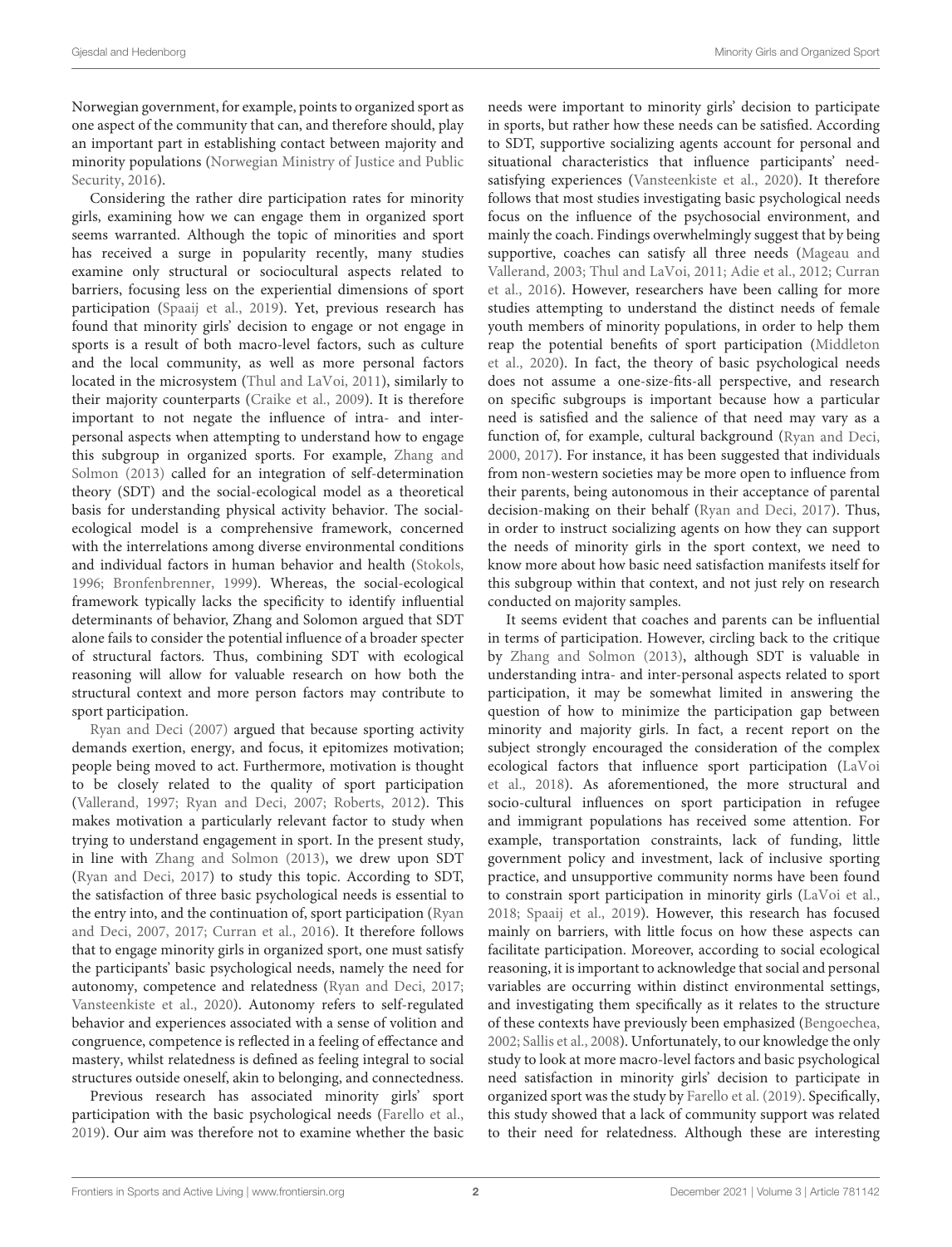Norwegian government, for example, points to organized sport as one aspect of the community that can, and therefore should, play an important part in establishing contact between majority and minority populations (Norwegian Ministry of Justice and Public Security, 2016).

Considering the rather dire participation rates for minority girls, examining how we can engage them in organized sport seems warranted. Although the topic of minorities and sport has received a surge in popularity recently, many studies examine only structural or sociocultural aspects related to barriers, focusing less on the experiential dimensions of sport participation (Spaaij et al., 2019). Yet, previous research has found that minority girls' decision to engage or not engage in sports is a result of both macro-level factors, such as culture and the local community, as well as more personal factors located in the microsystem (Thul and LaVoi, 2011), similarly to their majority counterparts (Craike et al., 2009). It is therefore important to not negate the influence of intra- and inter-personal aspects when attempting to understand how to engage this subgroup in organized sports. For example, Zhang and Solmon (2013) called for an integration of self-determination theory (SDT) and the social-ecological model as a theoretical basis for understanding physical activity behavior. The social-ecological model is a comprehensive framework, concerned with the interrelations among diverse environmental conditions and individual factors in human behavior and health (Stokols, 1996; Bronfenbrenner, 1999). Whereas, the social-ecological framework typically lacks the specificity to identify influential determinants of behavior, Zhang and Solomon argued that SDT alone fails to consider the potential influence of a broader specter of structural factors. Thus, combining SDT with ecological reasoning will allow for valuable research on how both the structural context and more person factors may contribute to sport participation.

Ryan and Deci (2007) argued that because sporting activity demands exertion, energy, and focus, it epitomizes motivation; people being moved to act. Furthermore, motivation is thought to be closely related to the quality of sport participation (Vallerand, 1997; Ryan and Deci, 2007; Roberts, 2012). This makes motivation a particularly relevant factor to study when trying to understand engagement in sport. In the present study, in line with Zhang and Solmon (2013), we drew upon SDT (Ryan and Deci, 2017) to study this topic. According to SDT, the satisfaction of three basic psychological needs is essential to the entry into, and the continuation of, sport participation (Ryan and Deci, 2007, 2017; Curran et al., 2016). It therefore follows that to engage minority girls in organized sport, one must satisfy the participants' basic psychological needs, namely the need for autonomy, competence and relatedness (Ryan and Deci, 2017; Vansteenkiste et al., 2020). Autonomy refers to self-regulated behavior and experiences associated with a sense of volition and congruence, competence is reflected in a feeling of effectance and mastery, whilst relatedness is defined as feeling integral to social structures outside oneself, akin to belonging, and connectedness.

Previous research has associated minority girls' sport participation with the basic psychological needs (Farello et al., 2019). Our aim was therefore not to examine whether the basic needs were important to minority girls' decision to participate in sports, but rather how these needs can be satisfied. According to SDT, supportive socializing agents account for personal and situational characteristics that influence participants' need-satisfying experiences (Vansteenkiste et al., 2020). It therefore follows that most studies investigating basic psychological needs focus on the influence of the psychosocial environment, and mainly the coach. Findings overwhelmingly suggest that by being supportive, coaches can satisfy all three needs (Mageau and Vallerand, 2003; Thul and LaVoi, 2011; Adie et al., 2012; Curran et al., 2016). However, researchers have been calling for more studies attempting to understand the distinct needs of female youth members of minority populations, in order to help them reap the potential benefits of sport participation (Middleton et al., 2020). In fact, the theory of basic psychological needs does not assume a one-size-fits-all perspective, and research on specific subgroups is important because how a particular need is satisfied and the salience of that need may vary as a function of, for example, cultural background (Ryan and Deci, 2000, 2017). For instance, it has been suggested that individuals from non-western societies may be more open to influence from their parents, being autonomous in their acceptance of parental decision-making on their behalf (Ryan and Deci, 2017). Thus, in order to instruct socializing agents on how they can support the needs of minority girls in the sport context, we need to know more about how basic need satisfaction manifests itself for this subgroup within that context, and not just rely on research conducted on majority samples.

It seems evident that coaches and parents can be influential in terms of participation. However, circling back to the critique by Zhang and Solmon (2013), although SDT is valuable in understanding intra- and inter-personal aspects related to sport participation, it may be somewhat limited in answering the question of how to minimize the participation gap between minority and majority girls. In fact, a recent report on the subject strongly encouraged the consideration of the complex ecological factors that influence sport participation (LaVoi et al., 2018). As aforementioned, the more structural and socio-cultural influences on sport participation in refugee and immigrant populations has received some attention. For example, transportation constraints, lack of funding, little government policy and investment, lack of inclusive sporting practice, and unsupportive community norms have been found to constrain sport participation in minority girls (LaVoi et al., 2018; Spaaij et al., 2019). However, this research has focused mainly on barriers, with little focus on how these aspects can facilitate participation. Moreover, according to social ecological reasoning, it is important to acknowledge that social and personal variables are occurring within distinct environmental settings, and investigating them specifically as it relates to the structure of these contexts have previously been emphasized (Bengoechea, 2002; Sallis et al., 2008). Unfortunately, to our knowledge the only study to look at more macro-level factors and basic psychological need satisfaction in minority girls' decision to participate in organized sport was the study by Farello et al. (2019). Specifically, this study showed that a lack of community support was related to their need for relatedness. Although these are interesting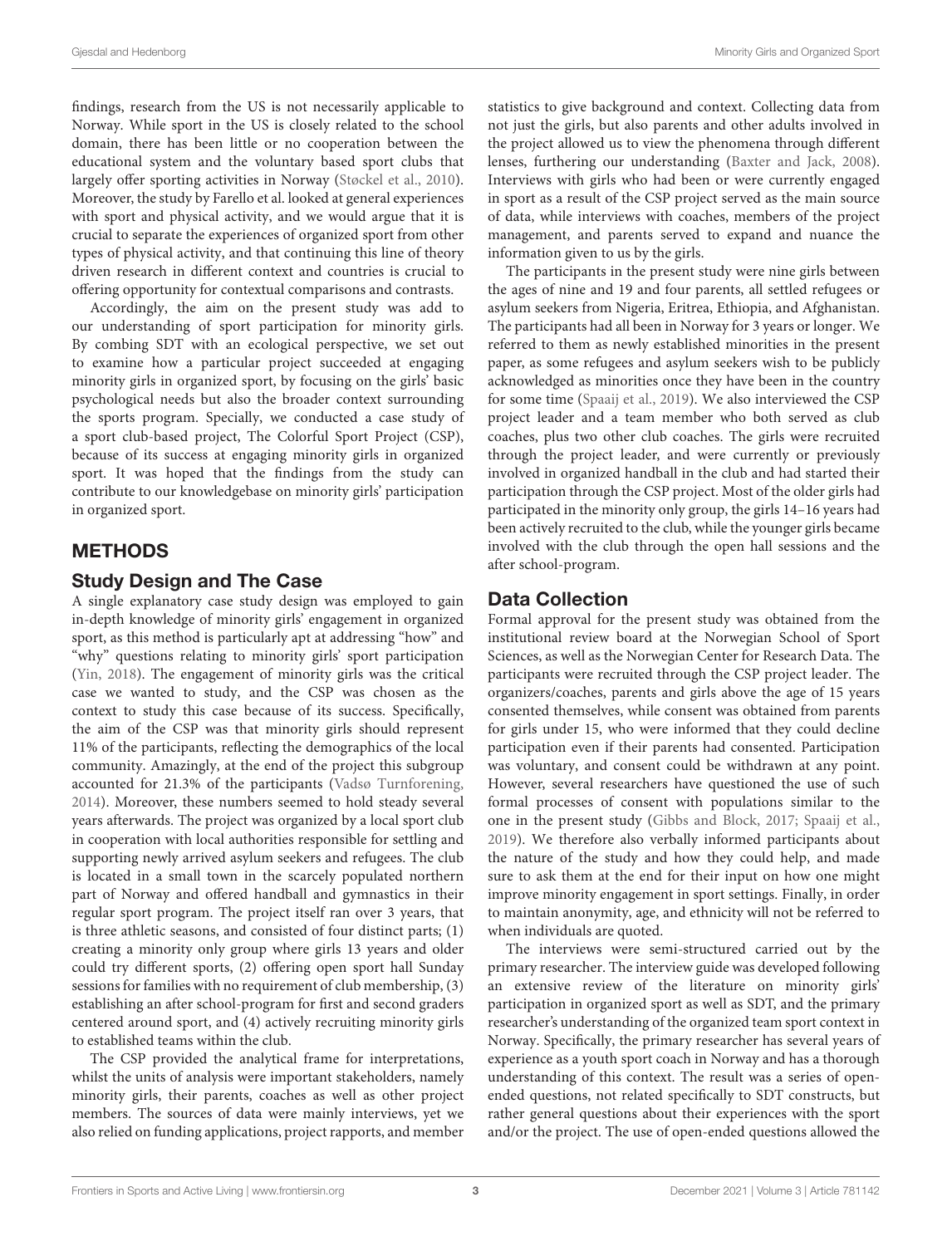findings, research from the US is not necessarily applicable to Norway. While sport in the US is closely related to the school domain, there has been little or no cooperation between the educational system and the voluntary based sport clubs that largely offer sporting activities in Norway (Støckel et al., 2010). Moreover, the study by Farello et al. looked at general experiences with sport and physical activity, and we would argue that it is crucial to separate the experiences of organized sport from other types of physical activity, and that continuing this line of theory driven research in different context and countries is crucial to offering opportunity for contextual comparisons and contrasts.

Accordingly, the aim on the present study was add to our understanding of sport participation for minority girls. By combing SDT with an ecological perspective, we set out to examine how a particular project succeeded at engaging minority girls in organized sport, by focusing on the girls' basic psychological needs but also the broader context surrounding the sports program. Specially, we conducted a case study of a sport club-based project, The Colorful Sport Project (CSP), because of its success at engaging minority girls in organized sport. It was hoped that the findings from the study can contribute to our knowledgebase on minority girls' participation in organized sport.

## METHODS

### Study Design and The Case

A single explanatory case study design was employed to gain in-depth knowledge of minority girls' engagement in organized sport, as this method is particularly apt at addressing "how" and "why" questions relating to minority girls' sport participation (Yin, 2018). The engagement of minority girls was the critical case we wanted to study, and the CSP was chosen as the context to study this case because of its success. Specifically, the aim of the CSP was that minority girls should represent 11% of the participants, reflecting the demographics of the local community. Amazingly, at the end of the project this subgroup accounted for 21.3% of the participants (Vadsø Turnforening, 2014). Moreover, these numbers seemed to hold steady several years afterwards. The project was organized by a local sport club in cooperation with local authorities responsible for settling and supporting newly arrived asylum seekers and refugees. The club is located in a small town in the scarcely populated northern part of Norway and offered handball and gymnastics in their regular sport program. The project itself ran over 3 years, that is three athletic seasons, and consisted of four distinct parts; (1) creating a minority only group where girls 13 years and older could try different sports, (2) offering open sport hall Sunday sessions for families with no requirement of club membership, (3) establishing an after school-program for first and second graders centered around sport, and (4) actively recruiting minority girls to established teams within the club.

The CSP provided the analytical frame for interpretations, whilst the units of analysis were important stakeholders, namely minority girls, their parents, coaches as well as other project members. The sources of data were mainly interviews, yet we also relied on funding applications, project rapports, and member statistics to give background and context. Collecting data from not just the girls, but also parents and other adults involved in the project allowed us to view the phenomena through different lenses, furthering our understanding (Baxter and Jack, 2008). Interviews with girls who had been or were currently engaged in sport as a result of the CSP project served as the main source of data, while interviews with coaches, members of the project management, and parents served to expand and nuance the information given to us by the girls.

The participants in the present study were nine girls between the ages of nine and 19 and four parents, all settled refugees or asylum seekers from Nigeria, Eritrea, Ethiopia, and Afghanistan. The participants had all been in Norway for 3 years or longer. We referred to them as newly established minorities in the present paper, as some refugees and asylum seekers wish to be publicly acknowledged as minorities once they have been in the country for some time (Spaaij et al., 2019). We also interviewed the CSP project leader and a team member who both served as club coaches, plus two other club coaches. The girls were recruited through the project leader, and were currently or previously involved in organized handball in the club and had started their participation through the CSP project. Most of the older girls had participated in the minority only group, the girls 14–16 years had been actively recruited to the club, while the younger girls became involved with the club through the open hall sessions and the after school-program.

### Data Collection

Formal approval for the present study was obtained from the institutional review board at the Norwegian School of Sport Sciences, as well as the Norwegian Center for Research Data. The participants were recruited through the CSP project leader. The organizers/coaches, parents and girls above the age of 15 years consented themselves, while consent was obtained from parents for girls under 15, who were informed that they could decline participation even if their parents had consented. Participation was voluntary, and consent could be withdrawn at any point. However, several researchers have questioned the use of such formal processes of consent with populations similar to the one in the present study (Gibbs and Block, 2017; Spaaij et al., 2019). We therefore also verbally informed participants about the nature of the study and how they could help, and made sure to ask them at the end for their input on how one might improve minority engagement in sport settings. Finally, in order to maintain anonymity, age, and ethnicity will not be referred to when individuals are quoted.

The interviews were semi-structured carried out by the primary researcher. The interview guide was developed following an extensive review of the literature on minority girls' participation in organized sport as well as SDT, and the primary researcher's understanding of the organized team sport context in Norway. Specifically, the primary researcher has several years of experience as a youth sport coach in Norway and has a thorough understanding of this context. The result was a series of open-ended questions, not related specifically to SDT constructs, but rather general questions about their experiences with the sport and/or the project. The use of open-ended questions allowed the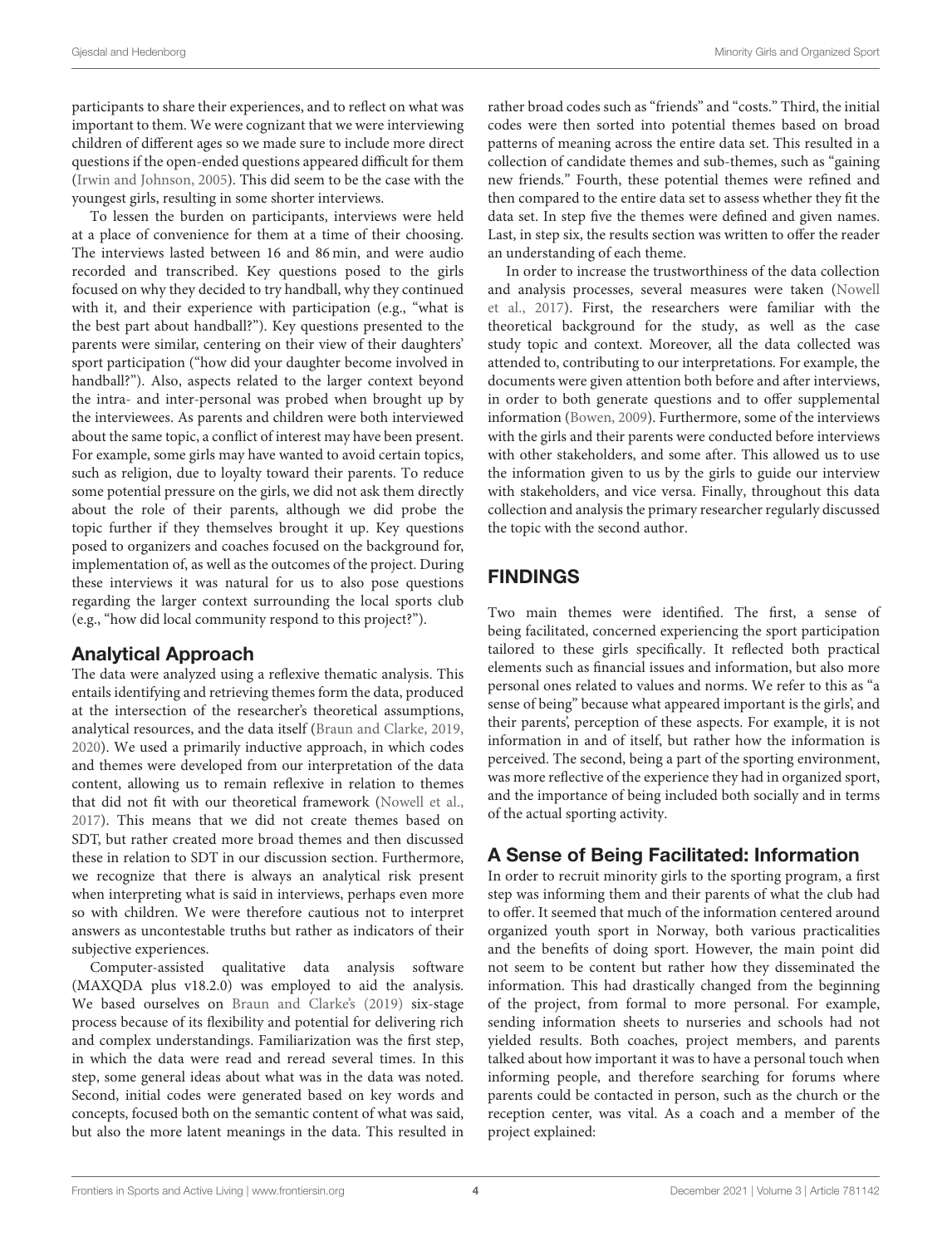participants to share their experiences, and to reflect on what was important to them. We were cognizant that we were interviewing children of different ages so we made sure to include more direct questions if the open-ended questions appeared difficult for them (Irwin and Johnson, 2005). This did seem to be the case with the youngest girls, resulting in some shorter interviews.

To lessen the burden on participants, interviews were held at a place of convenience for them at a time of their choosing. The interviews lasted between 16 and 86 min, and were audio recorded and transcribed. Key questions posed to the girls focused on why they decided to try handball, why they continued with it, and their experience with participation (e.g., "what is the best part about handball?"). Key questions presented to the parents were similar, centering on their view of their daughters' sport participation ("how did your daughter become involved in handball?"). Also, aspects related to the larger context beyond the intra- and inter-personal was probed when brought up by the interviewees. As parents and children were both interviewed about the same topic, a conflict of interest may have been present. For example, some girls may have wanted to avoid certain topics, such as religion, due to loyalty toward their parents. To reduce some potential pressure on the girls, we did not ask them directly about the role of their parents, although we did probe the topic further if they themselves brought it up. Key questions posed to organizers and coaches focused on the background for, implementation of, as well as the outcomes of the project. During these interviews it was natural for us to also pose questions regarding the larger context surrounding the local sports club (e.g., "how did local community respond to this project?").

## Analytical Approach

The data were analyzed using a reflexive thematic analysis. This entails identifying and retrieving themes form the data, produced at the intersection of the researcher's theoretical assumptions, analytical resources, and the data itself (Braun and Clarke, 2019, 2020). We used a primarily inductive approach, in which codes and themes were developed from our interpretation of the data content, allowing us to remain reflexive in relation to themes that did not fit with our theoretical framework (Nowell et al., 2017). This means that we did not create themes based on SDT, but rather created more broad themes and then discussed these in relation to SDT in our discussion section. Furthermore, we recognize that there is always an analytical risk present when interpreting what is said in interviews, perhaps even more so with children. We were therefore cautious not to interpret answers as uncontestable truths but rather as indicators of their subjective experiences.

Computer-assisted qualitative data analysis software (MAXQDA plus v18.2.0) was employed to aid the analysis. We based ourselves on Braun and Clarke's (2019) six-stage process because of its flexibility and potential for delivering rich and complex understandings. Familiarization was the first step, in which the data were read and reread several times. In this step, some general ideas about what was in the data was noted. Second, initial codes were generated based on key words and concepts, focused both on the semantic content of what was said, but also the more latent meanings in the data. This resulted in rather broad codes such as "friends" and "costs." Third, the initial codes were then sorted into potential themes based on broad patterns of meaning across the entire data set. This resulted in a collection of candidate themes and sub-themes, such as "gaining new friends." Fourth, these potential themes were refined and then compared to the entire data set to assess whether they fit the data set. In step five the themes were defined and given names. Last, in step six, the results section was written to offer the reader an understanding of each theme.

In order to increase the trustworthiness of the data collection and analysis processes, several measures were taken (Nowell et al., 2017). First, the researchers were familiar with the theoretical background for the study, as well as the case study topic and context. Moreover, all the data collected was attended to, contributing to our interpretations. For example, the documents were given attention both before and after interviews, in order to both generate questions and to offer supplemental information (Bowen, 2009). Furthermore, some of the interviews with the girls and their parents were conducted before interviews with other stakeholders, and some after. This allowed us to use the information given to us by the girls to guide our interview with stakeholders, and vice versa. Finally, throughout this data collection and analysis the primary researcher regularly discussed the topic with the second author.

# FINDINGS

Two main themes were identified. The first, a sense of being facilitated, concerned experiencing the sport participation tailored to these girls specifically. It reflected both practical elements such as financial issues and information, but also more personal ones related to values and norms. We refer to this as "a sense of being" because what appeared important is the girls', and their parents', perception of these aspects. For example, it is not information in and of itself, but rather how the information is perceived. The second, being a part of the sporting environment, was more reflective of the experience they had in organized sport, and the importance of being included both socially and in terms of the actual sporting activity.

## A Sense of Being Facilitated: Information

In order to recruit minority girls to the sporting program, a first step was informing them and their parents of what the club had to offer. It seemed that much of the information centered around organized youth sport in Norway, both various practicalities and the benefits of doing sport. However, the main point did not seem to be content but rather how they disseminated the information. This had drastically changed from the beginning of the project, from formal to more personal. For example, sending information sheets to nurseries and schools had not yielded results. Both coaches, project members, and parents talked about how important it was to have a personal touch when informing people, and therefore searching for forums where parents could be contacted in person, such as the church or the reception center, was vital. As a coach and a member of the project explained: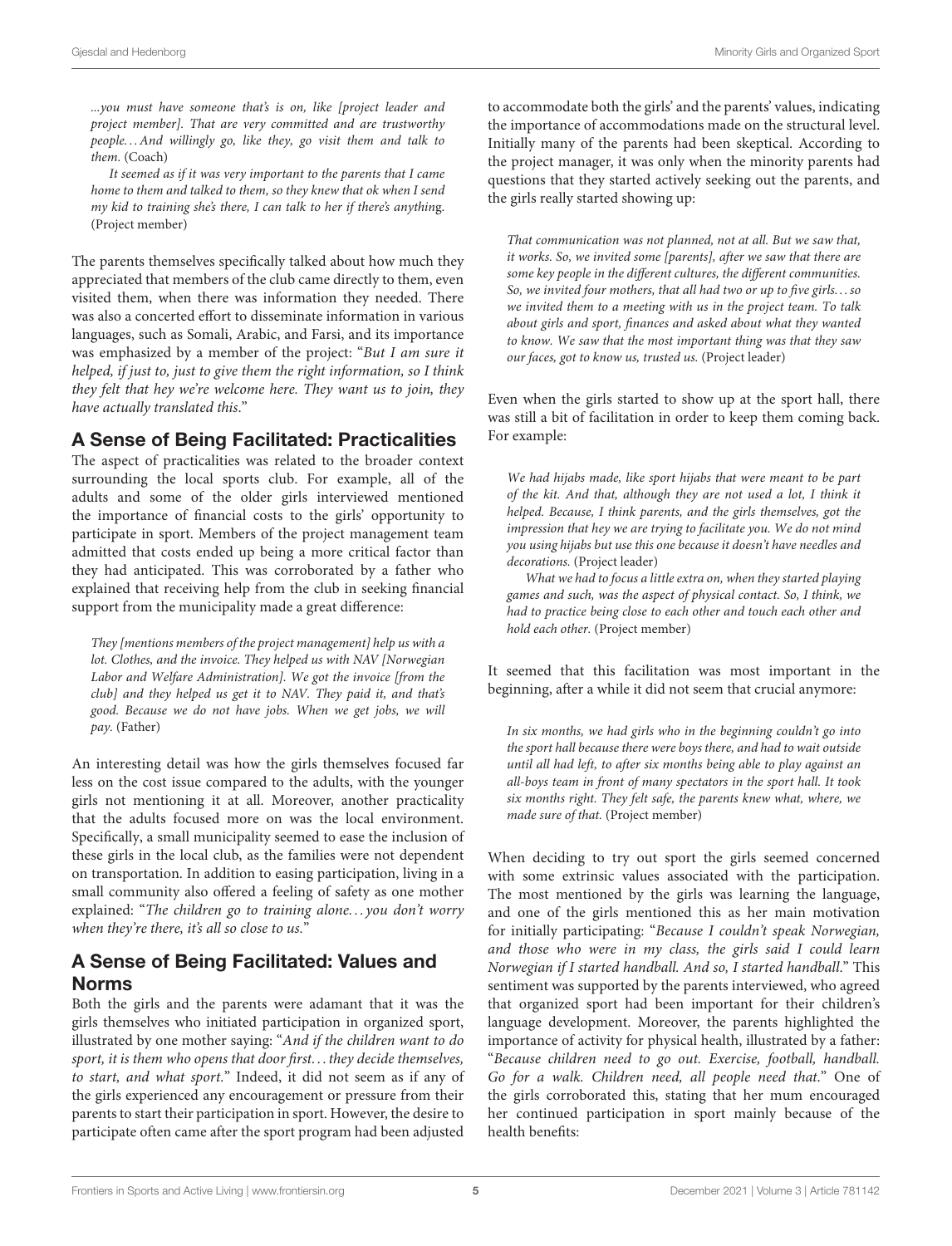*...you must have someone that's is on, like [project leader and project member]. That are very committed and are trustworthy people... And willingly go, like they, go visit them and talk to them.* (Coach)

*It seemed as if it was very important to the parents that I came home to them and talked to them, so they knew that ok when I send my kid to training she's there, I can talk to her if there's anything.* (Project member)

The parents themselves specifically talked about how much they appreciated that members of the club came directly to them, even visited them, when there was information they needed. There was also a concerted effort to disseminate information in various languages, such as Somali, Arabic, and Farsi, and its importance was emphasized by a member of the project: "*But I am sure it helped, if just to, just to give them the right information, so I think they felt that hey we're welcome here. They want us to join, they have actually translated this.*"

## A Sense of Being Facilitated: Practicalities

The aspect of practicalities was related to the broader context surrounding the local sports club. For example, all of the adults and some of the older girls interviewed mentioned the importance of financial costs to the girls' opportunity to participate in sport. Members of the project management team admitted that costs ended up being a more critical factor than they had anticipated. This was corroborated by a father who explained that receiving help from the club in seeking financial support from the municipality made a great difference:

*They [mentions members of the project management] help us with a lot. Clothes, and the invoice. They helped us with NAV [Norwegian Labor and Welfare Administration]. We got the invoice [from the club] and they helped us get it to NAV. They paid it, and that's good. Because we do not have jobs. When we get jobs, we will pay.* (Father)

An interesting detail was how the girls themselves focused far less on the cost issue compared to the adults, with the younger girls not mentioning it at all. Moreover, another practicality that the adults focused more on was the local environment. Specifically, a small municipality seemed to ease the inclusion of these girls in the local club, as the families were not dependent on transportation. In addition to easing participation, living in a small community also offered a feeling of safety as one mother explained: "*The children go to training alone... you don't worry when they're there, it's all so close to us.*"

## A Sense of Being Facilitated: Values and Norms

Both the girls and the parents were adamant that it was the girls themselves who initiated participation in organized sport, illustrated by one mother saying: "*And if the children want to do sport, it is them who opens that door first... they decide themselves, to start, and what sport.*" Indeed, it did not seem as if any of the girls experienced any encouragement or pressure from their parents to start their participation in sport. However, the desire to participate often came after the sport program had been adjusted to accommodate both the girls' and the parents' values, indicating the importance of accommodations made on the structural level. Initially many of the parents had been skeptical. According to the project manager, it was only when the minority parents had questions that they started actively seeking out the parents, and the girls really started showing up:

*That communication was not planned, not at all. But we saw that, it works. So, we invited some [parents], after we saw that there are some key people in the different cultures, the different communities. So, we invited four mothers, that all had two or up to five girls... so we invited them to a meeting with us in the project team. To talk about girls and sport, finances and asked about what they wanted to know. We saw that the most important thing was that they saw our faces, got to know us, trusted us.* (Project leader)

Even when the girls started to show up at the sport hall, there was still a bit of facilitation in order to keep them coming back. For example:

*We had hijabs made, like sport hijabs that were meant to be part of the kit. And that, although they are not used a lot, I think it helped. Because, I think parents, and the girls themselves, got the impression that hey we are trying to facilitate you. We do not mind you using hijabs but use this one because it doesn't have needles and decorations.* (Project leader)

*What we had to focus a little extra on, when they started playing games and such, was the aspect of physical contact. So, I think, we had to practice being close to each other and touch each other and hold each other.* (Project member)

It seemed that this facilitation was most important in the beginning, after a while it did not seem that crucial anymore:

*In six months, we had girls who in the beginning couldn't go into the sport hall because there were boys there, and had to wait outside until all had left, to after six months being able to play against an all-boys team in front of many spectators in the sport hall. It took six months right. They felt safe, the parents knew what, where, we made sure of that.* (Project member)

When deciding to try out sport the girls seemed concerned with some extrinsic values associated with the participation. The most mentioned by the girls was learning the language, and one of the girls mentioned this as her main motivation for initially participating: "*Because I couldn't speak Norwegian, and those who were in my class, the girls said I could learn Norwegian if I started handball. And so, I started handball.*" This sentiment was supported by the parents interviewed, who agreed that organized sport had been important for their children's language development. Moreover, the parents highlighted the importance of activity for physical health, illustrated by a father: "*Because children need to go out. Exercise, football, handball. Go for a walk. Children need, all people need that.*" One of the girls corroborated this, stating that her mum encouraged her continued participation in sport mainly because of the health benefits: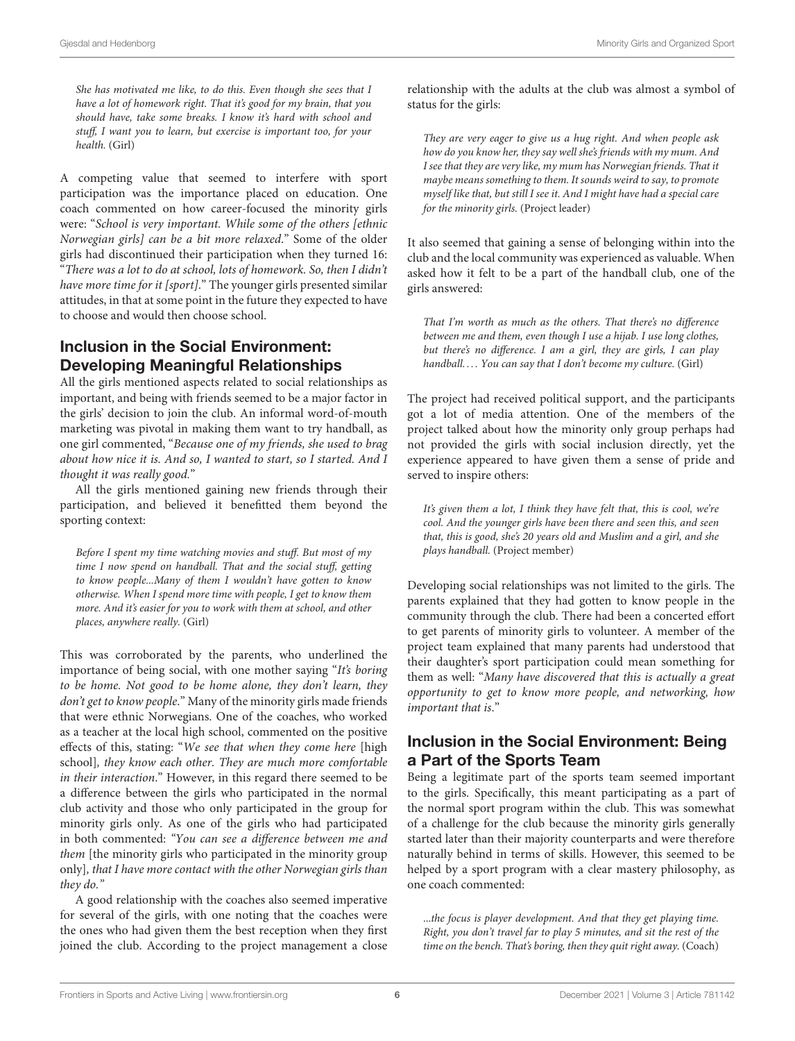*She has motivated me like, to do this. Even though she sees that I have a lot of homework right. That it's good for my brain, that you should have, take some breaks. I know it's hard with school and stuff, I want you to learn, but exercise is important too, for your health.* (Girl)

A competing value that seemed to interfere with sport participation was the importance placed on education. One coach commented on how career-focused the minority girls were: "*School is very important. While some of the others [ethnic Norwegian girls] can be a bit more relaxed.*" Some of the older girls had discontinued their participation when they turned 16: "*There was a lot to do at school, lots of homework. So, then I didn't have more time for it [sport].*" The younger girls presented similar attitudes, in that at some point in the future they expected to have to choose and would then choose school.

## Inclusion in the Social Environment: Developing Meaningful Relationships

All the girls mentioned aspects related to social relationships as important, and being with friends seemed to be a major factor in the girls' decision to join the club. An informal word-of-mouth marketing was pivotal in making them want to try handball, as one girl commented, "*Because one of my friends, she used to brag about how nice it is. And so, I wanted to start, so I started. And I thought it was really good.*"

All the girls mentioned gaining new friends through their participation, and believed it benefitted them beyond the sporting context:

*Before I spent my time watching movies and stuff. But most of my time I now spend on handball. That and the social stuff, getting to know people...Many of them I wouldn't have gotten to know otherwise. When I spend more time with people, I get to know them more. And it's easier for you to work with them at school, and other places, anywhere really.* (Girl)

This was corroborated by the parents, who underlined the importance of being social, with one mother saying "*It's boring to be home. Not good to be home alone, they don't learn, they don't get to know people.*" Many of the minority girls made friends that were ethnic Norwegians. One of the coaches, who worked as a teacher at the local high school, commented on the positive effects of this, stating: "*We see that when they come here* [high school]*, they know each other. They are much more comfortable in their interaction.*" However, in this regard there seemed to be a difference between the girls who participated in the normal club activity and those who only participated in the group for minority girls only. As one of the girls who had participated in both commented: "*You can see a difference between me and them* [the minority girls who participated in the minority group only]*, that I have more contact with the other Norwegian girls than they do.*"

A good relationship with the coaches also seemed imperative for several of the girls, with one noting that the coaches were the ones who had given them the best reception when they first joined the club. According to the project management a close relationship with the adults at the club was almost a symbol of status for the girls:

*They are very eager to give us a hug right. And when people ask how do you know her, they say well she's friends with my mum. And I see that they are very like, my mum has Norwegian friends. That it maybe means something to them. It sounds weird to say, to promote myself like that, but still I see it. And I might have had a special care for the minority girls.* (Project leader)

It also seemed that gaining a sense of belonging within into the club and the local community was experienced as valuable. When asked how it felt to be a part of the handball club, one of the girls answered:

*That I'm worth as much as the others. That there's no difference between me and them, even though I use a hijab. I use long clothes, but there's no difference. I am a girl, they are girls, I can play handball.... You can say that I don't become my culture.* (Girl)

The project had received political support, and the participants got a lot of media attention. One of the members of the project talked about how the minority only group perhaps had not provided the girls with social inclusion directly, yet the experience appeared to have given them a sense of pride and served to inspire others:

*It's given them a lot, I think they have felt that, this is cool, we're cool. And the younger girls have been there and seen this, and seen that, this is good, she's 20 years old and Muslim and a girl, and she plays handball.* (Project member)

Developing social relationships was not limited to the girls. The parents explained that they had gotten to know people in the community through the club. There had been a concerted effort to get parents of minority girls to volunteer. A member of the project team explained that many parents had understood that their daughter's sport participation could mean something for them as well: "*Many have discovered that this is actually a great opportunity to get to know more people, and networking, how important that is.*"

## Inclusion in the Social Environment: Being a Part of the Sports Team

Being a legitimate part of the sports team seemed important to the girls. Specifically, this meant participating as a part of the normal sport program within the club. This was somewhat of a challenge for the club because the minority girls generally started later than their majority counterparts and were therefore naturally behind in terms of skills. However, this seemed to be helped by a sport program with a clear mastery philosophy, as one coach commented:

*...the focus is player development. And that they get playing time. Right, you don't travel far to play 5 minutes, and sit the rest of the time on the bench. That's boring, then they quit right away.* (Coach)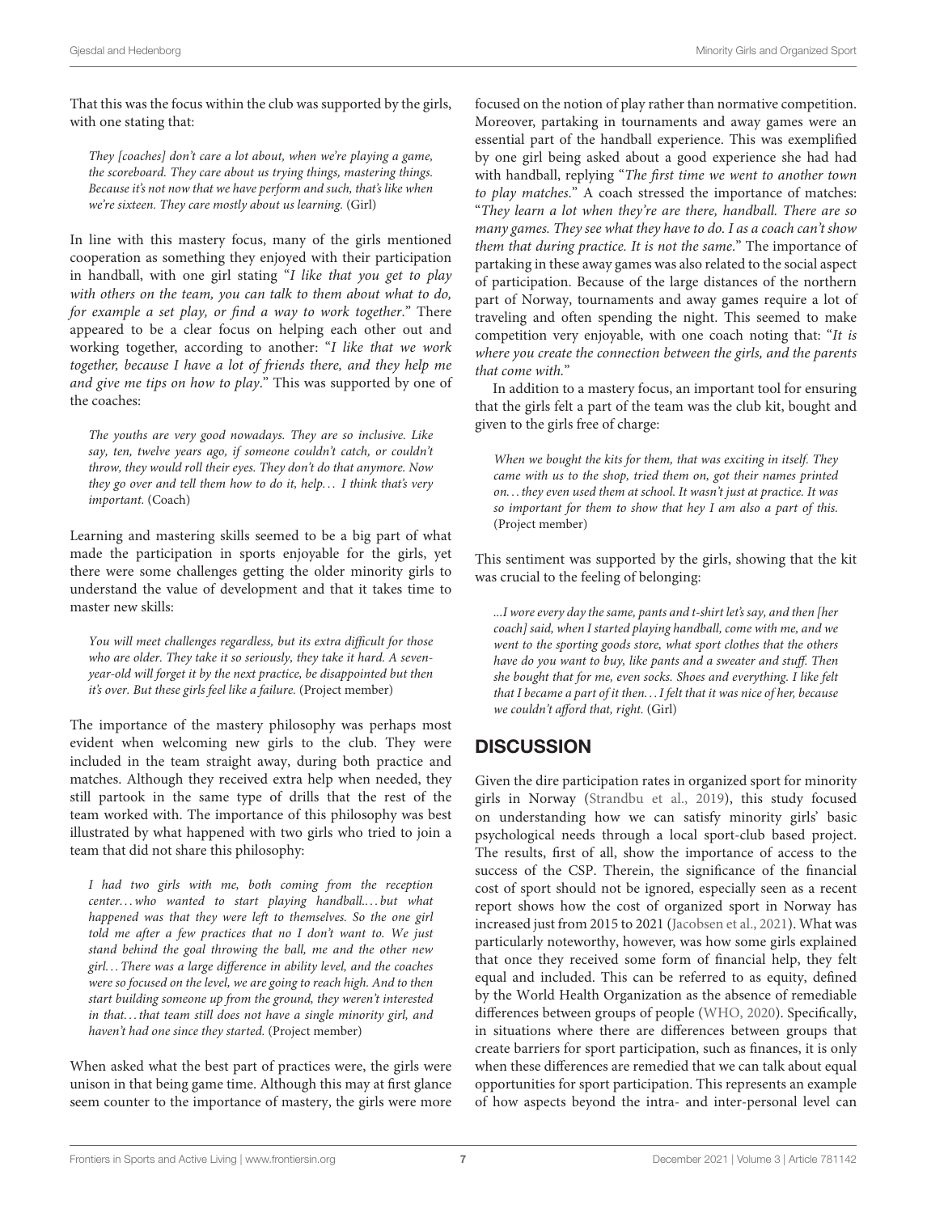That this was the focus within the club was supported by the girls, with one stating that:

> *They [coaches] don't care a lot about, when we're playing a game, the scoreboard. They care about us trying things, mastering things. Because it's not now that we have perform and such, that's like when we're sixteen. They care mostly about us learning.* (Girl)

In line with this mastery focus, many of the girls mentioned cooperation as something they enjoyed with their participation in handball, with one girl stating "*I like that you get to play with others on the team, you can talk to them about what to do, for example a set play, or find a way to work together*." There appeared to be a clear focus on helping each other out and working together, according to another: "*I like that we work together, because I have a lot of friends there, and they help me and give me tips on how to play*." This was supported by one of the coaches:

> *The youths are very good nowadays. They are so inclusive. Like say, ten, twelve years ago, if someone couldn't catch, or couldn't throw, they would roll their eyes. They don't do that anymore. Now they go over and tell them how to do it, help... I think that's very important.* (Coach)

Learning and mastering skills seemed to be a big part of what made the participation in sports enjoyable for the girls, yet there were some challenges getting the older minority girls to understand the value of development and that it takes time to master new skills:

> *You will meet challenges regardless, but its extra difficult for those who are older. They take it so seriously, they take it hard. A seven-year-old will forget it by the next practice, be disappointed but then it's over. But these girls feel like a failure.* (Project member)

The importance of the mastery philosophy was perhaps most evident when welcoming new girls to the club. They were included in the team straight away, during both practice and matches. Although they received extra help when needed, they still partook in the same type of drills that the rest of the team worked with. The importance of this philosophy was best illustrated by what happened with two girls who tried to join a team that did not share this philosophy:

> *I had two girls with me, both coming from the reception center... who wanted to start playing handball.... but what happened was that they were left to themselves. So the one girl told me after a few practices that no I don't want to. We just stand behind the goal throwing the ball, me and the other new girl... There was a large difference in ability level, and the coaches were so focused on the level, we are going to reach high. And to then start building someone up from the ground, they weren't interested in that... that team still does not have a single minority girl, and haven't had one since they started.* (Project member)

When asked what the best part of practices were, the girls were unison in that being game time. Although this may at first glance seem counter to the importance of mastery, the girls were more focused on the notion of play rather than normative competition. Moreover, partaking in tournaments and away games were an essential part of the handball experience. This was exemplified by one girl being asked about a good experience she had had with handball, replying "*The first time we went to another town to play matches*." A coach stressed the importance of matches: "*They learn a lot when they're are there, handball. There are so many games. They see what they have to do. I as a coach can't show them that during practice. It is not the same*." The importance of partaking in these away games was also related to the social aspect of participation. Because of the large distances of the northern part of Norway, tournaments and away games require a lot of traveling and often spending the night. This seemed to make competition very enjoyable, with one coach noting that: "*It is where you create the connection between the girls, and the parents that come with*."

In addition to a mastery focus, an important tool for ensuring that the girls felt a part of the team was the club kit, bought and given to the girls free of charge:

> *When we bought the kits for them, that was exciting in itself. They came with us to the shop, tried them on, got their names printed on... they even used them at school. It wasn't just at practice. It was so important for them to show that hey I am also a part of this.* (Project member)

This sentiment was supported by the girls, showing that the kit was crucial to the feeling of belonging:

> *...I wore every day the same, pants and t-shirt let's say, and then [her coach] said, when I started playing handball, come with me, and we went to the sporting goods store, what sport clothes that the others have do you want to buy, like pants and a sweater and stuff. Then she bought that for me, even socks. Shoes and everything. I like felt that I became a part of it then... I felt that it was nice of her, because we couldn't afford that, right.* (Girl)

## DISCUSSION

Given the dire participation rates in organized sport for minority girls in Norway (Strandbu et al., 2019), this study focused on understanding how we can satisfy minority girls' basic psychological needs through a local sport-club based project. The results, first of all, show the importance of access to the success of the CSP. Therein, the significance of the financial cost of sport should not be ignored, especially seen as a recent report shows how the cost of organized sport in Norway has increased just from 2015 to 2021 (Jacobsen et al., 2021). What was particularly noteworthy, however, was how some girls explained that once they received some form of financial help, they felt equal and included. This can be referred to as equity, defined by the World Health Organization as the absence of remediable differences between groups of people (WHO, 2020). Specifically, in situations where there are differences between groups that create barriers for sport participation, such as finances, it is only when these differences are remedied that we can talk about equal opportunities for sport participation. This represents an example of how aspects beyond the intra- and inter-personal level can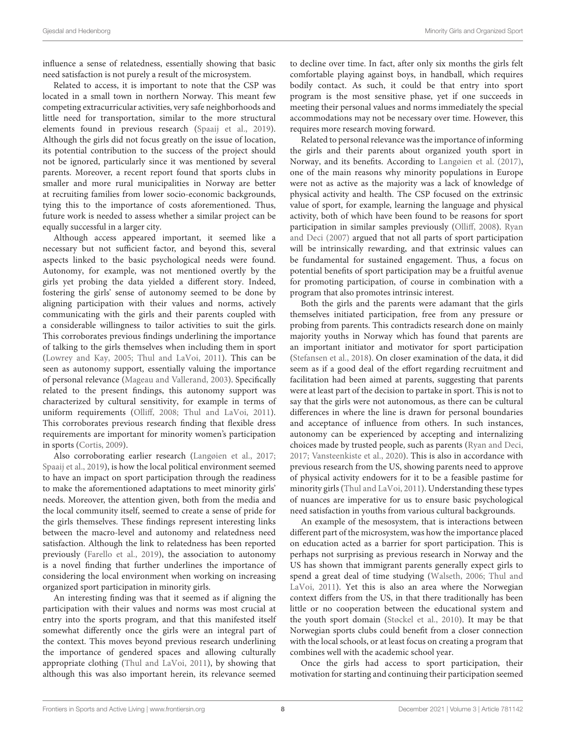influence a sense of relatedness, essentially showing that basic need satisfaction is not purely a result of the microsystem.

Related to access, it is important to note that the CSP was located in a small town in northern Norway. This meant few competing extracurricular activities, very safe neighborhoods and little need for transportation, similar to the more structural elements found in previous research (Spaaij et al., 2019). Although the girls did not focus greatly on the issue of location, its potential contribution to the success of the project should not be ignored, particularly since it was mentioned by several parents. Moreover, a recent report found that sports clubs in smaller and more rural municipalities in Norway are better at recruiting families from lower socio-economic backgrounds, tying this to the importance of costs aforementioned. Thus, future work is needed to assess whether a similar project can be equally successful in a larger city.

Although access appeared important, it seemed like a necessary but not sufficient factor, and beyond this, several aspects linked to the basic psychological needs were found. Autonomy, for example, was not mentioned overtly by the girls yet probing the data yielded a different story. Indeed, fostering the girls' sense of autonomy seemed to be done by aligning participation with their values and norms, actively communicating with the girls and their parents coupled with a considerable willingness to tailor activities to suit the girls. This corroborates previous findings underlining the importance of talking to the girls themselves when including them in sport (Lowrey and Kay, 2005; Thul and LaVoi, 2011). This can be seen as autonomy support, essentially valuing the importance of personal relevance (Mageau and Vallerand, 2003). Specifically related to the present findings, this autonomy support was characterized by cultural sensitivity, for example in terms of uniform requirements (Olliff, 2008; Thul and LaVoi, 2011). This corroborates previous research finding that flexible dress requirements are important for minority women's participation in sports (Cortis, 2009).

Also corroborating earlier research (Langøien et al., 2017; Spaaij et al., 2019), is how the local political environment seemed to have an impact on sport participation through the readiness to make the aforementioned adaptations to meet minority girls' needs. Moreover, the attention given, both from the media and the local community itself, seemed to create a sense of pride for the girls themselves. These findings represent interesting links between the macro-level and autonomy and relatedness need satisfaction. Although the link to relatedness has been reported previously (Farello et al., 2019), the association to autonomy is a novel finding that further underlines the importance of considering the local environment when working on increasing organized sport participation in minority girls.

An interesting finding was that it seemed as if aligning the participation with their values and norms was most crucial at entry into the sports program, and that this manifested itself somewhat differently once the girls were an integral part of the context. This moves beyond previous research underlining the importance of gendered spaces and allowing culturally appropriate clothing (Thul and LaVoi, 2011), by showing that although this was also important herein, its relevance seemed to decline over time. In fact, after only six months the girls felt comfortable playing against boys, in handball, which requires bodily contact. As such, it could be that entry into sport program is the most sensitive phase, yet if one succeeds in meeting their personal values and norms immediately the special accommodations may not be necessary over time. However, this requires more research moving forward.

Related to personal relevance was the importance of informing the girls and their parents about organized youth sport in Norway, and its benefits. According to Langøien et al. (2017), one of the main reasons why minority populations in Europe were not as active as the majority was a lack of knowledge of physical activity and health. The CSP focused on the extrinsic value of sport, for example, learning the language and physical activity, both of which have been found to be reasons for sport participation in similar samples previously (Olliff, 2008). Ryan and Deci (2007) argued that not all parts of sport participation will be intrinsically rewarding, and that extrinsic values can be fundamental for sustained engagement. Thus, a focus on potential benefits of sport participation may be a fruitful avenue for promoting participation, of course in combination with a program that also promotes intrinsic interest.

Both the girls and the parents were adamant that the girls themselves initiated participation, free from any pressure or probing from parents. This contradicts research done on mainly majority youths in Norway which has found that parents are an important initiator and motivator for sport participation (Stefansen et al., 2018). On closer examination of the data, it did seem as if a good deal of the effort regarding recruitment and facilitation had been aimed at parents, suggesting that parents were at least part of the decision to partake in sport. This is not to say that the girls were not autonomous, as there can be cultural differences in where the line is drawn for personal boundaries and acceptance of influence from others. In such instances, autonomy can be experienced by accepting and internalizing choices made by trusted people, such as parents (Ryan and Deci, 2017; Vansteenkiste et al., 2020). This is also in accordance with previous research from the US, showing parents need to approve of physical activity endowers for it to be a feasible pastime for minority girls (Thul and LaVoi, 2011). Understanding these types of nuances are imperative for us to ensure basic psychological need satisfaction in youths from various cultural backgrounds.

An example of the mesosystem, that is interactions between different part of the microsystem, was how the importance placed on education acted as a barrier for sport participation. This is perhaps not surprising as previous research in Norway and the US has shown that immigrant parents generally expect girls to spend a great deal of time studying (Walseth, 2006; Thul and LaVoi, 2011). Yet this is also an area where the Norwegian context differs from the US, in that there traditionally has been little or no cooperation between the educational system and the youth sport domain (Støckel et al., 2010). It may be that Norwegian sports clubs could benefit from a closer connection with the local schools, or at least focus on creating a program that combines well with the academic school year.

Once the girls had access to sport participation, their motivation for starting and continuing their participation seemed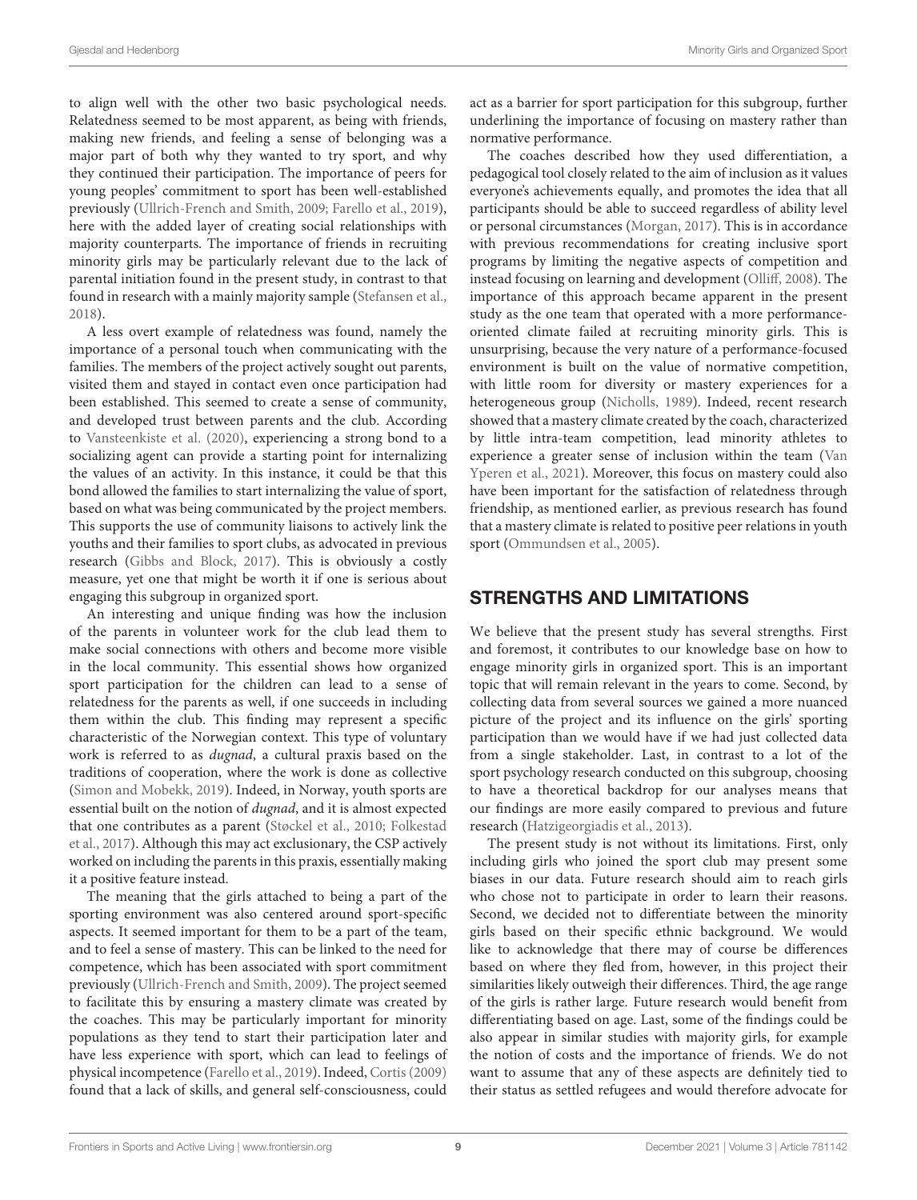to align well with the other two basic psychological needs. Relatedness seemed to be most apparent, as being with friends, making new friends, and feeling a sense of belonging was a major part of both why they wanted to try sport, and why they continued their participation. The importance of peers for young peoples' commitment to sport has been well-established previously (Ullrich-French and Smith, 2009; Farello et al., 2019), here with the added layer of creating social relationships with majority counterparts. The importance of friends in recruiting minority girls may be particularly relevant due to the lack of parental initiation found in the present study, in contrast to that found in research with a mainly majority sample (Stefansen et al., 2018).

A less overt example of relatedness was found, namely the importance of a personal touch when communicating with the families. The members of the project actively sought out parents, visited them and stayed in contact even once participation had been established. This seemed to create a sense of community, and developed trust between parents and the club. According to Vansteenkiste et al. (2020), experiencing a strong bond to a socializing agent can provide a starting point for internalizing the values of an activity. In this instance, it could be that this bond allowed the families to start internalizing the value of sport, based on what was being communicated by the project members. This supports the use of community liaisons to actively link the youths and their families to sport clubs, as advocated in previous research (Gibbs and Block, 2017). This is obviously a costly measure, yet one that might be worth it if one is serious about engaging this subgroup in organized sport.

An interesting and unique finding was how the inclusion of the parents in volunteer work for the club lead them to make social connections with others and become more visible in the local community. This essential shows how organized sport participation for the children can lead to a sense of relatedness for the parents as well, if one succeeds in including them within the club. This finding may represent a specific characteristic of the Norwegian context. This type of voluntary work is referred to as *dugnad*, a cultural praxis based on the traditions of cooperation, where the work is done as collective (Simon and Mobekk, 2019). Indeed, in Norway, youth sports are essential built on the notion of *dugnad*, and it is almost expected that one contributes as a parent (Støckel et al., 2010; Folkestad et al., 2017). Although this may act exclusionary, the CSP actively worked on including the parents in this praxis, essentially making it a positive feature instead.

The meaning that the girls attached to being a part of the sporting environment was also centered around sport-specific aspects. It seemed important for them to be a part of the team, and to feel a sense of mastery. This can be linked to the need for competence, which has been associated with sport commitment previously (Ullrich-French and Smith, 2009). The project seemed to facilitate this by ensuring a mastery climate was created by the coaches. This may be particularly important for minority populations as they tend to start their participation later and have less experience with sport, which can lead to feelings of physical incompetence (Farello et al., 2019). Indeed, Cortis (2009) found that a lack of skills, and general self-consciousness, could act as a barrier for sport participation for this subgroup, further underlining the importance of focusing on mastery rather than normative performance.

The coaches described how they used differentiation, a pedagogical tool closely related to the aim of inclusion as it values everyone's achievements equally, and promotes the idea that all participants should be able to succeed regardless of ability level or personal circumstances (Morgan, 2017). This is in accordance with previous recommendations for creating inclusive sport programs by limiting the negative aspects of competition and instead focusing on learning and development (Olliff, 2008). The importance of this approach became apparent in the present study as the one team that operated with a more performance-oriented climate failed at recruiting minority girls. This is unsurprising, because the very nature of a performance-focused environment is built on the value of normative competition, with little room for diversity or mastery experiences for a heterogeneous group (Nicholls, 1989). Indeed, recent research showed that a mastery climate created by the coach, characterized by little intra-team competition, lead minority athletes to experience a greater sense of inclusion within the team (Van Yperen et al., 2021). Moreover, this focus on mastery could also have been important for the satisfaction of relatedness through friendship, as mentioned earlier, as previous research has found that a mastery climate is related to positive peer relations in youth sport (Ommundsen et al., 2005).

## STRENGTHS AND LIMITATIONS

We believe that the present study has several strengths. First and foremost, it contributes to our knowledge base on how to engage minority girls in organized sport. This is an important topic that will remain relevant in the years to come. Second, by collecting data from several sources we gained a more nuanced picture of the project and its influence on the girls' sporting participation than we would have if we had just collected data from a single stakeholder. Last, in contrast to a lot of the sport psychology research conducted on this subgroup, choosing to have a theoretical backdrop for our analyses means that our findings are more easily compared to previous and future research (Hatzigeorgiadis et al., 2013).

The present study is not without its limitations. First, only including girls who joined the sport club may present some biases in our data. Future research should aim to reach girls who chose not to participate in order to learn their reasons. Second, we decided not to differentiate between the minority girls based on their specific ethnic background. We would like to acknowledge that there may of course be differences based on where they fled from, however, in this project their similarities likely outweigh their differences. Third, the age range of the girls is rather large. Future research would benefit from differentiating based on age. Last, some of the findings could be also appear in similar studies with majority girls, for example the notion of costs and the importance of friends. We do not want to assume that any of these aspects are definitely tied to their status as settled refugees and would therefore advocate for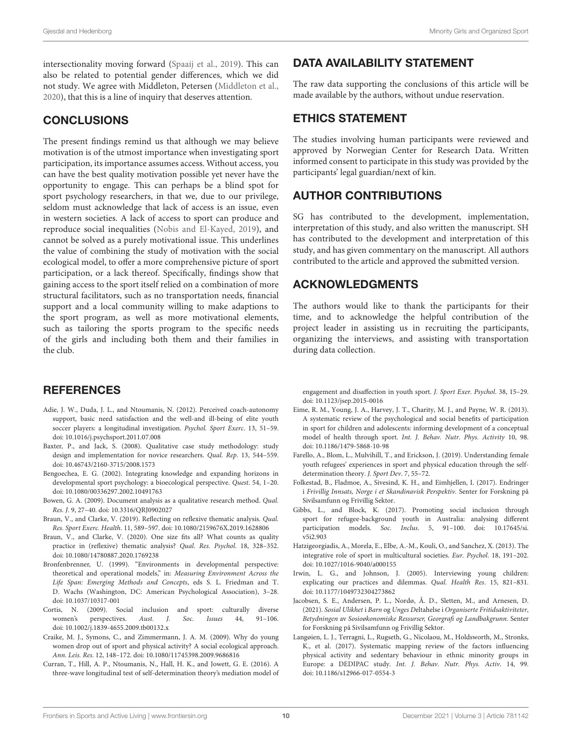intersectionality moving forward (Spaaij et al., 2019). This can also be related to potential gender differences, which we did not study. We agree with Middleton, Petersen (Middleton et al., 2020), that this is a line of inquiry that deserves attention.

## CONCLUSIONS

The present findings remind us that although we may believe motivation is of the utmost importance when investigating sport participation, its importance assumes access. Without access, you can have the best quality motivation possible yet never have the opportunity to engage. This can perhaps be a blind spot for sport psychology researchers, in that we, due to our privilege, seldom must acknowledge that lack of access is an issue, even in western societies. A lack of access to sport can produce and reproduce social inequalities (Nobis and El-Kayed, 2019), and cannot be solved as a purely motivational issue. This underlines the value of combining the study of motivation with the social ecological model, to offer a more comprehensive picture of sport participation, or a lack thereof. Specifically, findings show that gaining access to the sport itself relied on a combination of more structural facilitators, such as no transportation needs, financial support and a local community willing to make adaptions to the sport program, as well as more motivational elements, such as tailoring the sports program to the specific needs of the girls and including both them and their families in the club.

## DATA AVAILABILITY STATEMENT

The raw data supporting the conclusions of this article will be made available by the authors, without undue reservation.

## ETHICS STATEMENT

The studies involving human participants were reviewed and approved by Norwegian Center for Research Data. Written informed consent to participate in this study was provided by the participants' legal guardian/next of kin.

## AUTHOR CONTRIBUTIONS

SG has contributed to the development, implementation, interpretation of this study, and also written the manuscript. SH has contributed to the development and interpretation of this study, and has given commentary on the manuscript. All authors contributed to the article and approved the submitted version.

## ACKNOWLEDGMENTS

The authors would like to thank the participants for their time, and to acknowledge the helpful contribution of the project leader in assisting us in recruiting the participants, organizing the interviews, and assisting with transportation during data collection.

## REFERENCES

Adie, J. W., Duda, J. L., and Ntoumanis, N. (2012). Perceived coach-autonomy support, basic need satisfaction and the well-and ill-being of elite youth soccer players: a longitudinal investigation. *Psychol. Sport Exerc*. 13, 51–59. doi: 10.1016/j.psychsport.2011.07.008

Baxter, P., and Jack, S. (2008). Qualitative case study methodology: study design and implementation for novice researchers. *Qual. Rep*. 13, 544–559. doi: 10.46743/2160-3715/2008.1573

Bengoechea, E. G. (2002). Integrating knowledge and expanding horizons in developmental sport psychology: a bioecological perspective. *Quest*. 54, 1–20. doi: 10.1080/00336297.2002.10491763

Bowen, G. A. (2009). Document analysis as a qualitative research method. *Qual. Res. J*. 9, 27–40. doi: 10.3316/QRJ0902027

Braun, V., and Clarke, V. (2019). Reflecting on reflexive thematic analysis. *Qual. Res. Sport Exerc. Health*. 11, 589–597. doi: 10.1080/2159676X.2019.1628806

Braun, V., and Clarke, V. (2020). One size fits all? What counts as quality practice in (reflexive) thematic analysis? *Qual. Res. Psychol*. 18, 328–352. doi: 10.1080/14780887.2020.1769238

Bronfenbrenner, U. (1999). "Environments in developmental perspective: theoretical and operational models," in: *Measuring Environment Across the Life Span: Emerging Methods and Concepts*, eds S. L. Friedman and T. D. Wachs (Washington, DC: American Psychological Association), 3–28. doi: 10.1037/10317-001

Cortis, N. (2009). Social inclusion and sport: culturally diverse women's perspectives. *Aust. J. Soc. Issues* 44, 91–106. doi: 10.1002/j.1839-4655.2009.tb00132.x

Craike, M. J., Symons, C., and Zimmermann, J. A. M. (2009). Why do young women drop out of sport and physical activity? A social ecological approach. *Ann. Leis. Res*. 12, 148–172. doi: 10.1080/11745398.2009.9686816

Curran, T., Hill, A. P., Ntoumanis, N., Hall, H. K., and Jowett, G. E. (2016). A three-wave longitudinal test of self-determination theory's mediation model of engagement and disaffection in youth sport. *J. Sport Exer. Psychol*. 38, 15–29. doi: 10.1123/jsep.2015-0016

Eime, R. M., Young, J. A., Harvey, J. T., Charity, M. J., and Payne, W. R. (2013). A systematic review of the psychological and social benefits of participation in sport for children and adolescents: informing development of a conceptual model of health through sport. *Int. J. Behav. Nutr. Phys. Activity* 10, 98. doi: 10.1186/1479-5868-10-98

Farello, A., Blom, L., Mulvihill, T., and Erickson, J. (2019). Understanding female youth refugees' experiences in sport and physical education through the self-determination theory. *J. Sport Dev*. 7, 55–72.

Folkestad, B., Fladmoe, A., Sivesind, K. H., and Eimhjellen, I. (2017). Endringer i *Frivillig Innsats, Norge i et Skandinavisk Perspektiv*. Senter for Forskning på Sivilsamfunn og Frivillig Sektor.

Gibbs, L., and Block, K. (2017). Promoting social inclusion through sport for refugee-background youth in Australia: analysing different participation models. *Soc. Inclus*. 5, 91–100. doi: 10.17645/si.v5i2.903

Hatzigeorgiadis, A., Morela, E., Elbe, A.-M., Kouli, O., and Sanchez, X. (2013). The integrative role of sport in multicultural societies. *Eur. Psychol*. 18, 191–202. doi: 10.1027/1016-9040/a000155

Irwin, L. G., and Johnson, J. (2005). Interviewing young children: explicating our practices and dilemmas. *Qual. Health Res*. 15, 821–831. doi: 10.1177/1049732304273862

Jacobsen, S. E., Andersen, P. L., Nordø, Å. D., Sletten, M., and Arnesen, D. (2021). *Sosial Ulikhet* i *Barn* og *Unges D*eltahelse i *Organiserte Fritidsaktiviteter*, *Betydningen* av *Sosioøkonomiske Ressurser, Georgrafi og Landbakgrunn*. Senter for Forskning på Sivilsamfunn og Frivillig Sektor.

Langøien, L. J., Terragni, L., Rugseth, G., Nicolaou, M., Holdsworth, M., Stronks, K., et al. (2017). Systematic mapping review of the factors influencing physical activity and sedentary behaviour in ethnic minority groups in Europe: a DEDIPAC study. *Int. J. Behav. Nutr. Phys. Activ*. 14, 99. doi: 10.1186/s12966-017-0554-3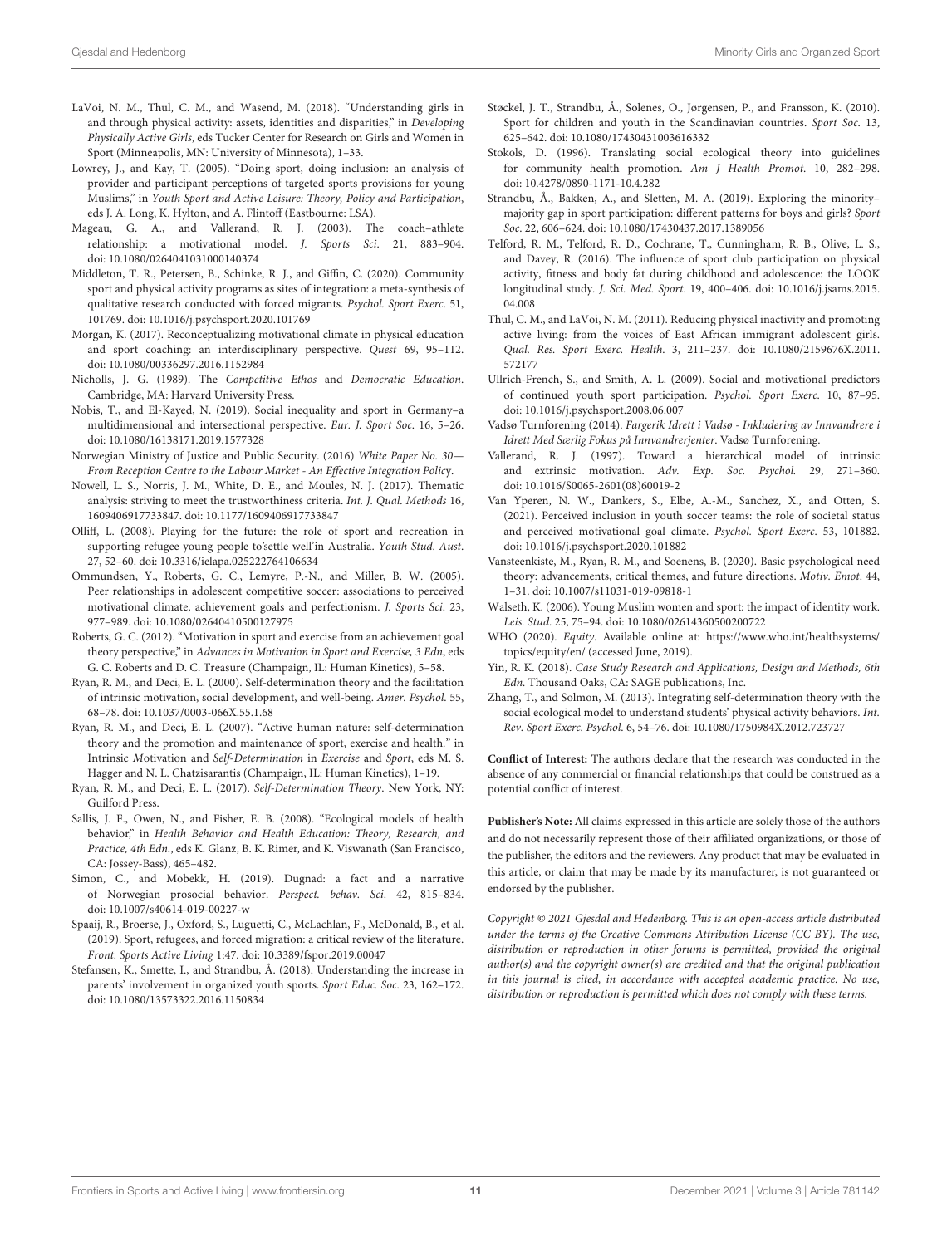LaVoi, N. M., Thul, C. M., and Wasend, M. (2018). "Understanding girls in and through physical activity: assets, identities and disparities," in *Developing Physically Active Girls*, eds Tucker Center for Research on Girls and Women in Sport (Minneapolis, MN: University of Minnesota), 1–33.

Lowrey, J., and Kay, T. (2005). "Doing sport, doing inclusion: an analysis of provider and participant perceptions of targeted sports provisions for young Muslims," in *Youth Sport and Active Leisure: Theory, Policy and Participation*, eds J. A. Long, K. Hylton, and A. Flintoff (Eastbourne: LSA).

Mageau, G. A., and Vallerand, R. J. (2003). The coach–athlete relationship: a motivational model. *J. Sports Sci*. 21, 883–904. doi: 10.1080/0264041031000140374

Middleton, T. R., Petersen, B., Schinke, R. J., and Giffin, C. (2020). Community sport and physical activity programs as sites of integration: a meta-synthesis of qualitative research conducted with forced migrants. *Psychol. Sport Exerc*. 51, 101769. doi: 10.1016/j.psychsport.2020.101769

Morgan, K. (2017). Reconceptualizing motivational climate in physical education and sport coaching: an interdisciplinary perspective. *Quest* 69, 95–112. doi: 10.1080/00336297.2016.1152984

Nicholls, J. G. (1989). *The Competitive Ethos and Democratic Education*. Cambridge, MA: Harvard University Press.

Nobis, T., and El-Kayed, N. (2019). Social inequality and sport in Germany–a multidimensional and intersectional perspective. *Eur. J. Sport Soc*. 16, 5–26. doi: 10.1080/16138171.2019.1577328

Norwegian Ministry of Justice and Public Security. (2016) *White Paper No. 30— From Reception Centre to the Labour Market - An Effective Integration Policy*.

Nowell, L. S., Norris, J. M., White, D. E., and Moules, N. J. (2017). Thematic analysis: striving to meet the trustworthiness criteria. *Int. J. Qual. Methods* 16, 1609406917733847. doi: 10.1177/1609406917733847

Olliff, L. (2008). Playing for the future: the role of sport and recreation in supporting refugee young people to'settle well'in Australia. *Youth Stud. Aust*. 27, 52–60. doi: 10.3316/ielapa.025222764106634

Ommundsen, Y., Roberts, G. C., Lemyre, P.-N., and Miller, B. W. (2005). Peer relationships in adolescent competitive soccer: associations to perceived motivational climate, achievement goals and perfectionism. *J. Sports Sci*. 23, 977–989. doi: 10.1080/02640410500127975

Roberts, G. C. (2012). "Motivation in sport and exercise from an achievement goal theory perspective," in *Advances in Motivation in Sport and Exercise, 3 Edn*, eds G. C. Roberts and D. C. Treasure (Champaign, IL: Human Kinetics), 5–58.

Ryan, R. M., and Deci, E. L. (2000). Self-determination theory and the facilitation of intrinsic motivation, social development, and well-being. *Amer. Psychol*. 55, 68–78. doi: 10.1037/0003-066X.55.1.68

Ryan, R. M., and Deci, E. L. (2007). "Active human nature: self-determination theory and the promotion and maintenance of sport, exercise and health." in Intrinsic *Motivation and Self-Determination in Exercise and Sport*, eds M. S. Hagger and N. L. Chatzisarantis (Champaign, IL: Human Kinetics), 1–19.

Ryan, R. M., and Deci, E. L. (2017). *Self-Determination Theory*. New York, NY: Guilford Press.

Sallis, J. F., Owen, N., and Fisher, E. B. (2008). "Ecological models of health behavior," in *Health Behavior and Health Education: Theory, Research, and Practice, 4th Edn*., eds K. Glanz, B. K. Rimer, and K. Viswanath (San Francisco, CA: Jossey-Bass), 465–482.

Simon, C., and Mobekk, H. (2019). Dugnad: a fact and a narrative of Norwegian prosocial behavior. *Perspect. behav. Sci*. 42, 815–834. doi: 10.1007/s40614-019-00227-w

Spaaij, R., Broerse, J., Oxford, S., Luguetti, C., McLachlan, F., McDonald, B., et al. (2019). Sport, refugees, and forced migration: a critical review of the literature. *Front. Sports Active Living* 1:47. doi: 10.3389/fspor.2019.00047

Stefansen, K., Smette, I., and Strandbu, Å. (2018). Understanding the increase in parents' involvement in organized youth sports. *Sport Educ. Soc*. 23, 162–172. doi: 10.1080/13573322.2016.1150834

Støckel, J. T., Strandbu, Å., Solenes, O., Jørgensen, P., and Fransson, K. (2010). Sport for children and youth in the Scandinavian countries. *Sport Soc*. 13, 625–642. doi: 10.1080/17430431003616332

Stokols, D. (1996). Translating social ecological theory into guidelines for community health promotion. *Am J Health Promot*. 10, 282–298. doi: 10.4278/0890-1171-10.4.282

Strandbu, Å., Bakken, A., and Sletten, M. A. (2019). Exploring the minority–majority gap in sport participation: different patterns for boys and girls? *Sport Soc*. 22, 606–624. doi: 10.1080/17430437.2017.1389056

Telford, R. M., Telford, R. D., Cochrane, T., Cunningham, R. B., Olive, L. S., and Davey, R. (2016). The influence of sport club participation on physical activity, fitness and body fat during childhood and adolescence: the LOOK longitudinal study. *J. Sci. Med. Sport*. 19, 400–406. doi: 10.1016/j.jsams.2015.04.008

Thul, C. M., and LaVoi, N. M. (2011). Reducing physical inactivity and promoting active living: from the voices of East African immigrant adolescent girls. *Qual. Res. Sport Exerc. Health*. 3, 211–237. doi: 10.1080/2159676X.2011.572177

Ullrich-French, S., and Smith, A. L. (2009). Social and motivational predictors of continued youth sport participation. *Psychol. Sport Exerc*. 10, 87–95. doi: 10.1016/j.psychsport.2008.06.007

Vadsø Turnforening (2014). *Fargerik Idrett i Vadsø - Inkludering av Innvandrere i Idrett Med Særlig Fokus på Innvandrerjenter*. Vadsø Turnforening.

Vallerand, R. J. (1997). Toward a hierarchical model of intrinsic and extrinsic motivation. *Adv. Exp. Soc. Psychol*. 29, 271–360. doi: 10.1016/S0065-2601(08)60019-2

Van Yperen, N. W., Dankers, S., Elbe, A.-M., Sanchez, X., and Otten, S. (2021). Perceived inclusion in youth soccer teams: the role of societal status and perceived motivational goal climate. *Psychol. Sport Exerc*. 53, 101882. doi: 10.1016/j.psychsport.2020.101882

Vansteenkiste, M., Ryan, R. M., and Soenens, B. (2020). Basic psychological need theory: advancements, critical themes, and future directions. *Motiv. Emot*. 44, 1–31. doi: 10.1007/s11031-019-09818-1

Walseth, K. (2006). Young Muslim women and sport: the impact of identity work. *Leis. Stud*. 25, 75–94. doi: 10.1080/02614360500200722

WHO (2020). *Equity*. Available online at: https://www.who.int/healthsystems/topics/equity/en/ (accessed June, 2019).

Yin, R. K. (2018). *Case Study Research and Applications, Design and Methods, 6th Edn*. Thousand Oaks, CA: SAGE publications, Inc.

Zhang, T., and Solmon, M. (2013). Integrating self-determination theory with the social ecological model to understand students' physical activity behaviors. *Int. Rev. Sport Exerc. Psychol*. 6, 54–76. doi: 10.1080/1750984X.2012.723727

**Conflict of Interest:** The authors declare that the research was conducted in the absence of any commercial or financial relationships that could be construed as a potential conflict of interest.

**Publisher's Note:** All claims expressed in this article are solely those of the authors and do not necessarily represent those of their affiliated organizations, or those of the publisher, the editors and the reviewers. Any product that may be evaluated in this article, or claim that may be made by its manufacturer, is not guaranteed or endorsed by the publisher.

*Copyright © 2021 Gjesdal and Hedenborg. This is an open-access article distributed under the terms of the Creative Commons Attribution License (CC BY). The use, distribution or reproduction in other forums is permitted, provided the original author(s) and the copyright owner(s) are credited and that the original publication in this journal is cited, in accordance with accepted academic practice. No use, distribution or reproduction is permitted which does not comply with these terms.*